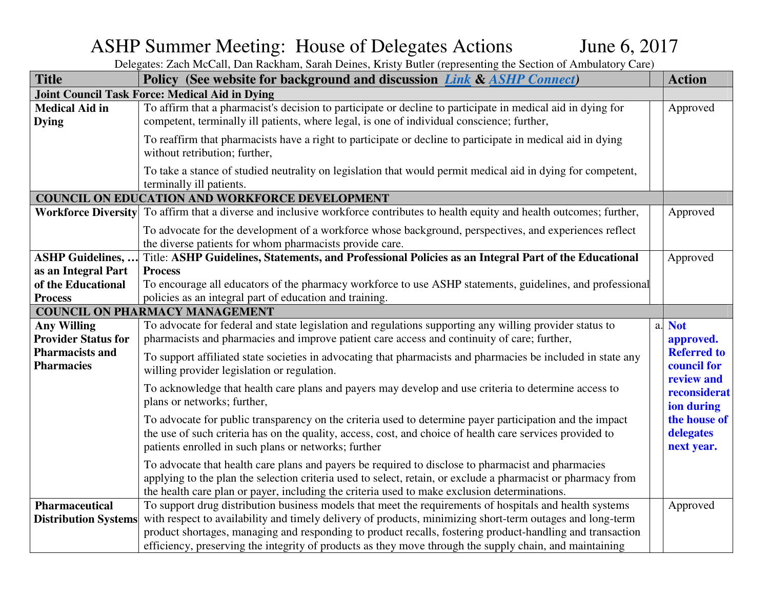# ASHP Summer Meeting: House of Delegates Actions June 6, 2017

Delegates: Zach McCall, Dan Rackham, Sarah Deines, Kristy Butler (representing the Section of Ambulatory Care)

| Title | Policy (See website for background and discussion [Link](#) & [ASHP Connect](#)) | | Action |
|---|---|---|---|
| **Joint Council Task Force: Medical Aid in Dying** | | | |
| **Medical Aid in Dying** | To affirm that a pharmacist's decision to participate or decline to participate in medical aid in dying for competent, terminally ill patients, where legal, is one of individual conscience; further,<br><br>To reaffirm that pharmacists have a right to participate or decline to participate in medical aid in dying without retribution; further,<br><br>To take a stance of studied neutrality on legislation that would permit medical aid in dying for competent, terminally ill patients. | | Approved |
| **COUNCIL ON EDUCATION AND WORKFORCE DEVELOPMENT** | | | |
| **Workforce Diversity** | To affirm that a diverse and inclusive workforce contributes to health equity and health outcomes; further,<br><br>To advocate for the development of a workforce whose background, perspectives, and experiences reflect the diverse patients for whom pharmacists provide care. | | Approved |
| **ASHP Guidelines, … as an Integral Part of the Educational Process** | Title: **ASHP Guidelines, Statements, and Professional Policies as an Integral Part of the Educational Process**<br>To encourage all educators of the pharmacy workforce to use ASHP statements, guidelines, and professional policies as an integral part of education and training. | | Approved |
| **COUNCIL ON PHARMACY MANAGEMENT** | | | |
| **Any Willing Provider Status for Pharmacists and Pharmacies** | To advocate for federal and state legislation and regulations supporting any willing provider status to pharmacists and pharmacies and improve patient care access and continuity of care; further,<br><br>To support affiliated state societies in advocating that pharmacists and pharmacies be included in state any willing provider legislation or regulation.<br><br>To acknowledge that health care plans and payers may develop and use criteria to determine access to plans or networks; further,<br><br>To advocate for public transparency on the criteria used to determine payer participation and the impact the use of such criteria has on the quality, access, cost, and choice of health care services provided to patients enrolled in such plans or networks; further<br><br>To advocate that health care plans and payers be required to disclose to pharmacist and pharmacies applying to the plan the selection criteria used to select, retain, or exclude a pharmacist or pharmacy from the health care plan or payer, including the criteria used to make exclusion determinations. | a. | **Not approved. Referred to council for review and reconsideration during the house of delegates next year.** |
| **Pharmaceutical Distribution Systems** | To support drug distribution business models that meet the requirements of hospitals and health systems with respect to availability and timely delivery of products, minimizing short-term outages and long-term product shortages, managing and responding to product recalls, fostering product-handling and transaction efficiency, preserving the integrity of products as they move through the supply chain, and maintaining | | Approved |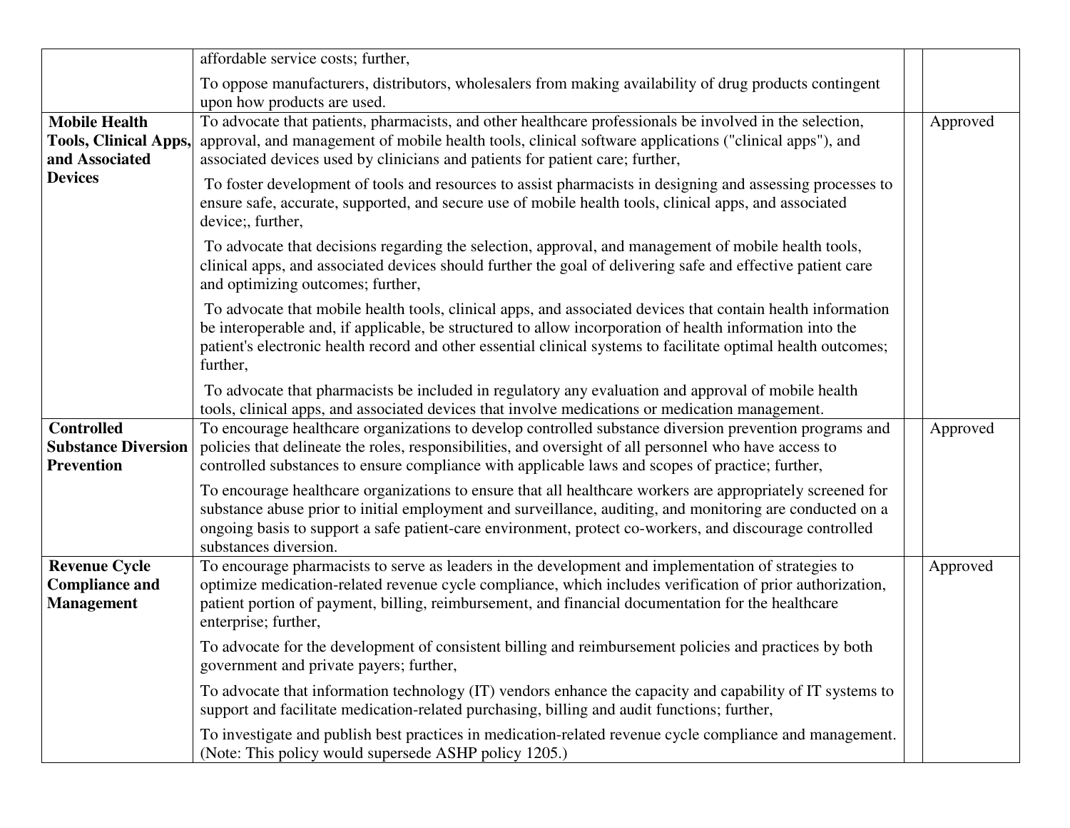| | | | |
|---|---|---|---|
| | affordable service costs; further,<br><br>To oppose manufacturers, distributors, wholesalers from making availability of drug products contingent upon how products are used. | | |
| **Mobile Health Tools, Clinical Apps, and Associated Devices** | To advocate that patients, pharmacists, and other healthcare professionals be involved in the selection, approval, and management of mobile health tools, clinical software applications ("clinical apps"), and associated devices used by clinicians and patients for patient care; further,<br><br>To foster development of tools and resources to assist pharmacists in designing and assessing processes to ensure safe, accurate, supported, and secure use of mobile health tools, clinical apps, and associated device;, further,<br><br>To advocate that decisions regarding the selection, approval, and management of mobile health tools, clinical apps, and associated devices should further the goal of delivering safe and effective patient care and optimizing outcomes; further,<br><br>To advocate that mobile health tools, clinical apps, and associated devices that contain health information be interoperable and, if applicable, be structured to allow incorporation of health information into the patient's electronic health record and other essential clinical systems to facilitate optimal health outcomes; further,<br><br>To advocate that pharmacists be included in regulatory any evaluation and approval of mobile health tools, clinical apps, and associated devices that involve medications or medication management. | | Approved |
| **Controlled Substance Diversion Prevention** | To encourage healthcare organizations to develop controlled substance diversion prevention programs and policies that delineate the roles, responsibilities, and oversight of all personnel who have access to controlled substances to ensure compliance with applicable laws and scopes of practice; further,<br><br>To encourage healthcare organizations to ensure that all healthcare workers are appropriately screened for substance abuse prior to initial employment and surveillance, auditing, and monitoring are conducted on a ongoing basis to support a safe patient-care environment, protect co-workers, and discourage controlled substances diversion. | | Approved |
| **Revenue Cycle Compliance and Management** | To encourage pharmacists to serve as leaders in the development and implementation of strategies to optimize medication-related revenue cycle compliance, which includes verification of prior authorization, patient portion of payment, billing, reimbursement, and financial documentation for the healthcare enterprise; further,<br><br>To advocate for the development of consistent billing and reimbursement policies and practices by both government and private payers; further,<br><br>To advocate that information technology (IT) vendors enhance the capacity and capability of IT systems to support and facilitate medication-related purchasing, billing and audit functions; further,<br><br>To investigate and publish best practices in medication-related revenue cycle compliance and management. (Note: This policy would supersede ASHP policy 1205.) | | Approved |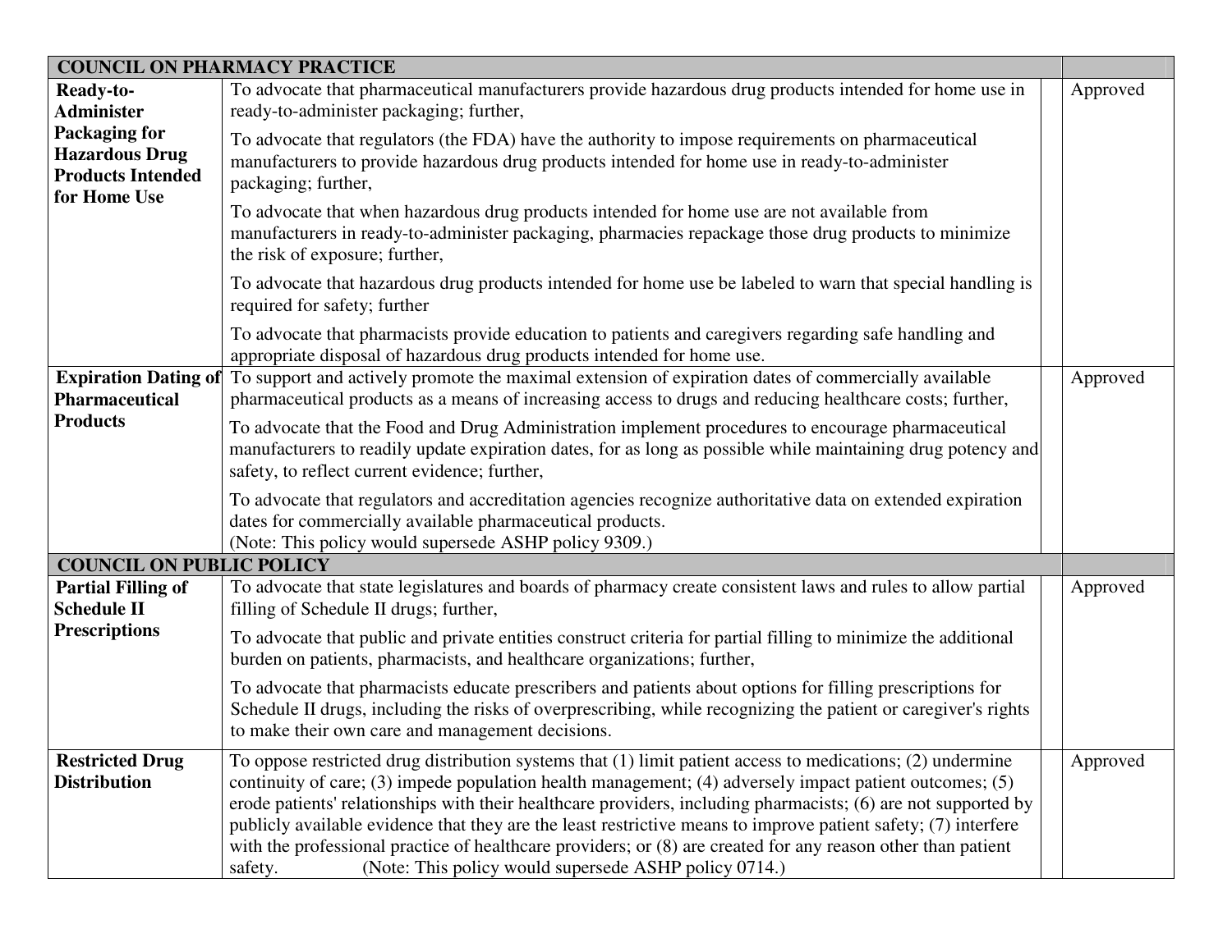| COUNCIL ON PHARMACY PRACTICE | | | |
|---|---|---|---|
| **Ready-to-Administer Packaging for Hazardous Drug Products Intended for Home Use** | To advocate that pharmaceutical manufacturers provide hazardous drug products intended for home use in ready-to-administer packaging; further,<br><br>To advocate that regulators (the FDA) have the authority to impose requirements on pharmaceutical manufacturers to provide hazardous drug products intended for home use in ready-to-administer packaging; further,<br><br>To advocate that when hazardous drug products intended for home use are not available from manufacturers in ready-to-administer packaging, pharmacies repackage those drug products to minimize the risk of exposure; further,<br><br>To advocate that hazardous drug products intended for home use be labeled to warn that special handling is required for safety; further<br><br>To advocate that pharmacists provide education to patients and caregivers regarding safe handling and appropriate disposal of hazardous drug products intended for home use. | | Approved |
| **Expiration Dating of Pharmaceutical Products** | To support and actively promote the maximal extension of expiration dates of commercially available pharmaceutical products as a means of increasing access to drugs and reducing healthcare costs; further,<br><br>To advocate that the Food and Drug Administration implement procedures to encourage pharmaceutical manufacturers to readily update expiration dates, for as long as possible while maintaining drug potency and safety, to reflect current evidence; further,<br><br>To advocate that regulators and accreditation agencies recognize authoritative data on extended expiration dates for commercially available pharmaceutical products.<br>(Note: This policy would supersede ASHP policy 9309.) | | Approved |
| **COUNCIL ON PUBLIC POLICY** | | | |
| **Partial Filling of Schedule II Prescriptions** | To advocate that state legislatures and boards of pharmacy create consistent laws and rules to allow partial filling of Schedule II drugs; further,<br><br>To advocate that public and private entities construct criteria for partial filling to minimize the additional burden on patients, pharmacists, and healthcare organizations; further,<br><br>To advocate that pharmacists educate prescribers and patients about options for filling prescriptions for Schedule II drugs, including the risks of overprescribing, while recognizing the patient or caregiver's rights to make their own care and management decisions. | | Approved |
| **Restricted Drug Distribution** | To oppose restricted drug distribution systems that (1) limit patient access to medications; (2) undermine continuity of care; (3) impede population health management; (4) adversely impact patient outcomes; (5) erode patients' relationships with their healthcare providers, including pharmacists; (6) are not supported by publicly available evidence that they are the least restrictive means to improve patient safety; (7) interfere with the professional practice of healthcare providers; or (8) are created for any reason other than patient safety. (Note: This policy would supersede ASHP policy 0714.) | | Approved |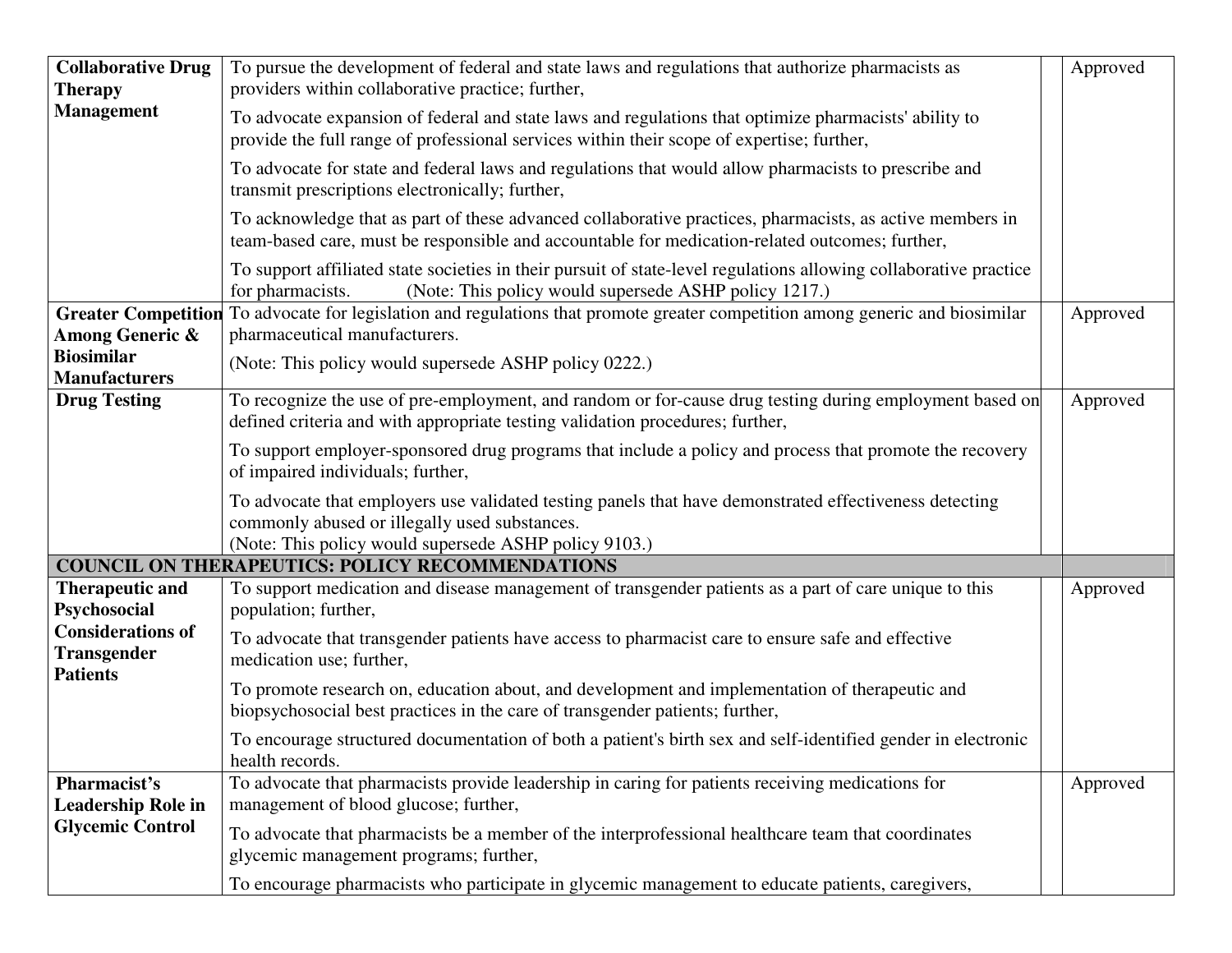| | | | |
|---|---|---|---|
| **Collaborative Drug Therapy Management** | To pursue the development of federal and state laws and regulations that authorize pharmacists as providers within collaborative practice; further,<br><br>To advocate expansion of federal and state laws and regulations that optimize pharmacists' ability to provide the full range of professional services within their scope of expertise; further,<br><br>To advocate for state and federal laws and regulations that would allow pharmacists to prescribe and transmit prescriptions electronically; further,<br><br>To acknowledge that as part of these advanced collaborative practices, pharmacists, as active members in team-based care, must be responsible and accountable for medication-related outcomes; further,<br><br>To support affiliated state societies in their pursuit of state-level regulations allowing collaborative practice for pharmacists. (Note: This policy would supersede ASHP policy 1217.) | | Approved |
| **Greater Competition Among Generic & Biosimilar Manufacturers** | To advocate for legislation and regulations that promote greater competition among generic and biosimilar pharmaceutical manufacturers.<br><br>(Note: This policy would supersede ASHP policy 0222.) | | Approved |
| **Drug Testing** | To recognize the use of pre-employment, and random or for-cause drug testing during employment based on defined criteria and with appropriate testing validation procedures; further,<br><br>To support employer-sponsored drug programs that include a policy and process that promote the recovery of impaired individuals; further,<br><br>To advocate that employers use validated testing panels that have demonstrated effectiveness detecting commonly abused or illegally used substances.<br>(Note: This policy would supersede ASHP policy 9103.) | | Approved |
| **COUNCIL ON THERAPEUTICS: POLICY RECOMMENDATIONS** | | | |
| **Therapeutic and Psychosocial Considerations of Transgender Patients** | To support medication and disease management of transgender patients as a part of care unique to this population; further,<br><br>To advocate that transgender patients have access to pharmacist care to ensure safe and effective medication use; further,<br><br>To promote research on, education about, and development and implementation of therapeutic and biopsychosocial best practices in the care of transgender patients; further,<br><br>To encourage structured documentation of both a patient's birth sex and self-identified gender in electronic health records. | | Approved |
| **Pharmacist's Leadership Role in Glycemic Control** | To advocate that pharmacists provide leadership in caring for patients receiving medications for management of blood glucose; further,<br><br>To advocate that pharmacists be a member of the interprofessional healthcare team that coordinates glycemic management programs; further,<br><br>To encourage pharmacists who participate in glycemic management to educate patients, caregivers, | | Approved |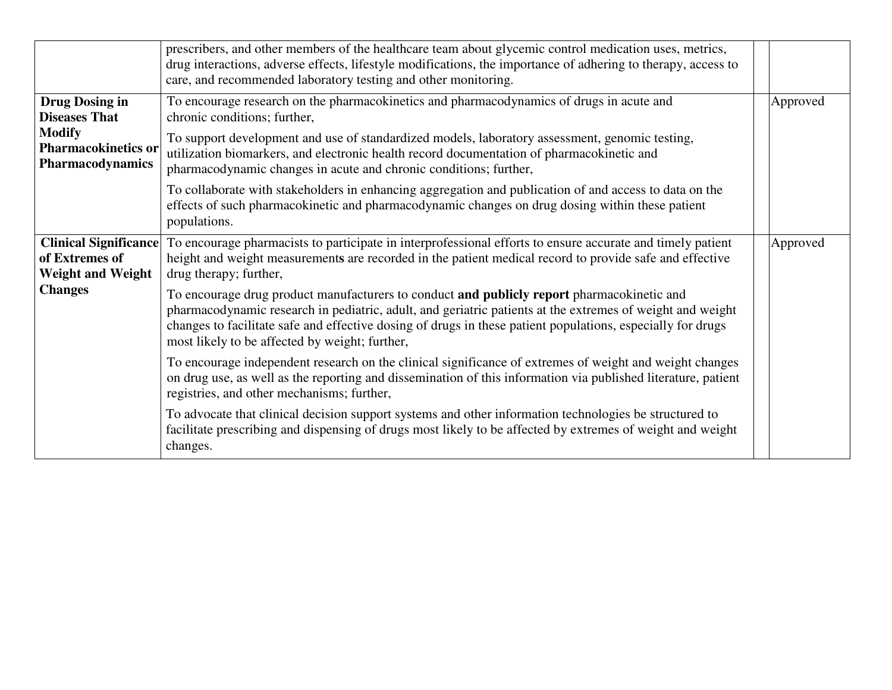| | | | |
|---|---|---|---|
| | prescribers, and other members of the healthcare team about glycemic control medication uses, metrics, drug interactions, adverse effects, lifestyle modifications, the importance of adhering to therapy, access to care, and recommended laboratory testing and other monitoring. | | |
| **Drug Dosing in Diseases That Modify Pharmacokinetics or Pharmacodynamics** | To encourage research on the pharmacokinetics and pharmacodynamics of drugs in acute and chronic conditions; further,<br><br>To support development and use of standardized models, laboratory assessment, genomic testing, utilization biomarkers, and electronic health record documentation of pharmacokinetic and pharmacodynamic changes in acute and chronic conditions; further,<br><br>To collaborate with stakeholders in enhancing aggregation and publication of and access to data on the effects of such pharmacokinetic and pharmacodynamic changes on drug dosing within these patient populations. | | Approved |
| **Clinical Significance of Extremes of Weight and Weight Changes** | To encourage pharmacists to participate in interprofessional efforts to ensure accurate and timely patient height and weight measurements are recorded in the patient medical record to provide safe and effective drug therapy; further,<br><br>To encourage drug product manufacturers to conduct **and publicly report** pharmacokinetic and pharmacodynamic research in pediatric, adult, and geriatric patients at the extremes of weight and weight changes to facilitate safe and effective dosing of drugs in these patient populations, especially for drugs most likely to be affected by weight; further,<br><br>To encourage independent research on the clinical significance of extremes of weight and weight changes on drug use, as well as the reporting and dissemination of this information via published literature, patient registries, and other mechanisms; further,<br><br>To advocate that clinical decision support systems and other information technologies be structured to facilitate prescribing and dispensing of drugs most likely to be affected by extremes of weight and weight changes. | | Approved |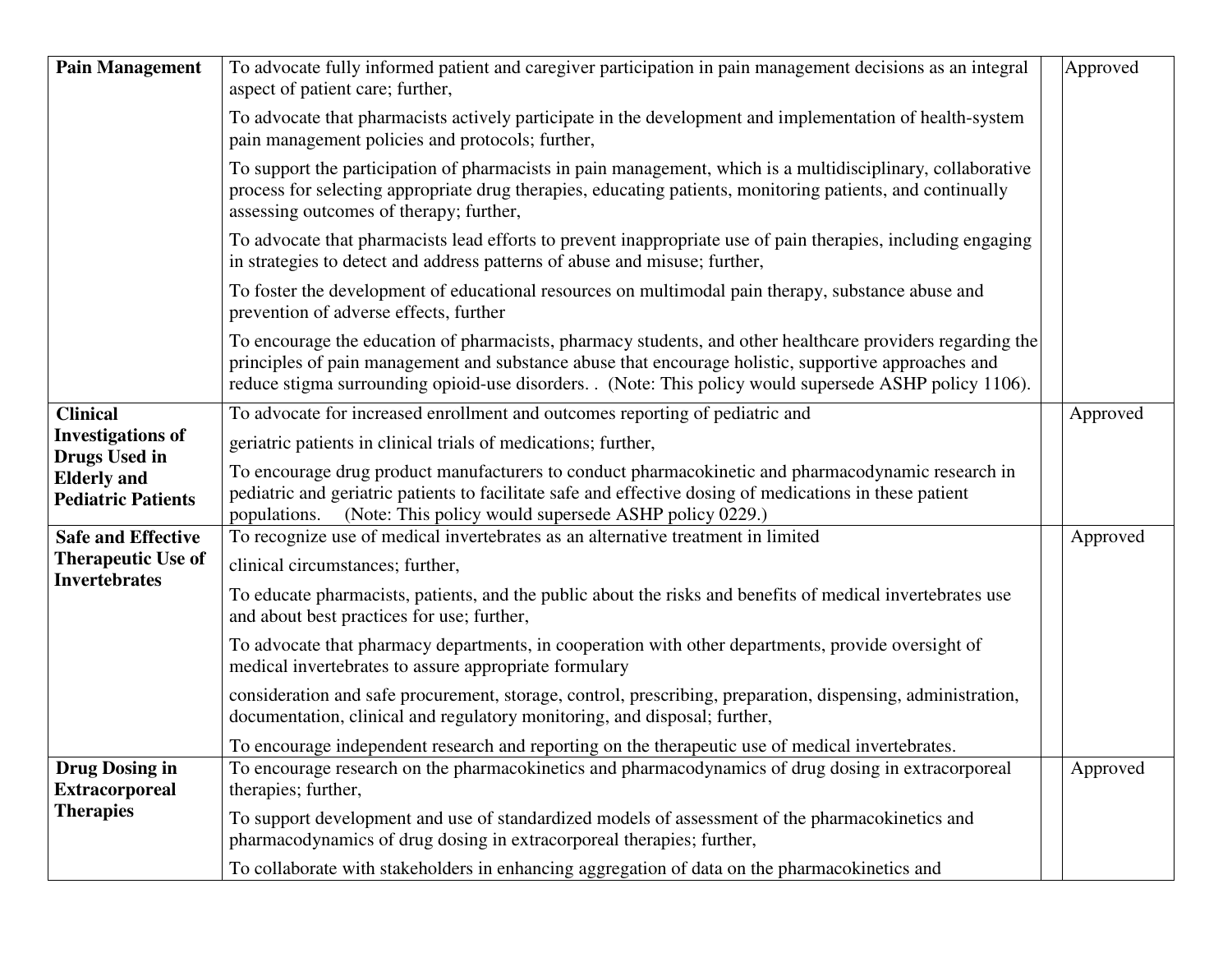| | | | |
|---|---|---|---|
| **Pain Management** | To advocate fully informed patient and caregiver participation in pain management decisions as an integral aspect of patient care; further,<br><br>To advocate that pharmacists actively participate in the development and implementation of health-system pain management policies and protocols; further,<br><br>To support the participation of pharmacists in pain management, which is a multidisciplinary, collaborative process for selecting appropriate drug therapies, educating patients, monitoring patients, and continually assessing outcomes of therapy; further,<br><br>To advocate that pharmacists lead efforts to prevent inappropriate use of pain therapies, including engaging in strategies to detect and address patterns of abuse and misuse; further,<br><br>To foster the development of educational resources on multimodal pain therapy, substance abuse and prevention of adverse effects, further<br><br>To encourage the education of pharmacists, pharmacy students, and other healthcare providers regarding the principles of pain management and substance abuse that encourage holistic, supportive approaches and reduce stigma surrounding opioid-use disorders. . (Note: This policy would supersede ASHP policy 1106). | | Approved |
| **Clinical Investigations of Drugs Used in Elderly and Pediatric Patients** | To advocate for increased enrollment and outcomes reporting of pediatric and<br><br>geriatric patients in clinical trials of medications; further,<br><br>To encourage drug product manufacturers to conduct pharmacokinetic and pharmacodynamic research in pediatric and geriatric patients to facilitate safe and effective dosing of medications in these patient populations. (Note: This policy would supersede ASHP policy 0229.) | | Approved |
| **Safe and Effective Therapeutic Use of Invertebrates** | To recognize use of medical invertebrates as an alternative treatment in limited<br><br>clinical circumstances; further,<br><br>To educate pharmacists, patients, and the public about the risks and benefits of medical invertebrates use and about best practices for use; further,<br><br>To advocate that pharmacy departments, in cooperation with other departments, provide oversight of medical invertebrates to assure appropriate formulary<br><br>consideration and safe procurement, storage, control, prescribing, preparation, dispensing, administration, documentation, clinical and regulatory monitoring, and disposal; further,<br><br>To encourage independent research and reporting on the therapeutic use of medical invertebrates. | | Approved |
| **Drug Dosing in Extracorporeal Therapies** | To encourage research on the pharmacokinetics and pharmacodynamics of drug dosing in extracorporeal therapies; further,<br><br>To support development and use of standardized models of assessment of the pharmacokinetics and pharmacodynamics of drug dosing in extracorporeal therapies; further,<br><br>To collaborate with stakeholders in enhancing aggregation of data on the pharmacokinetics and | | Approved |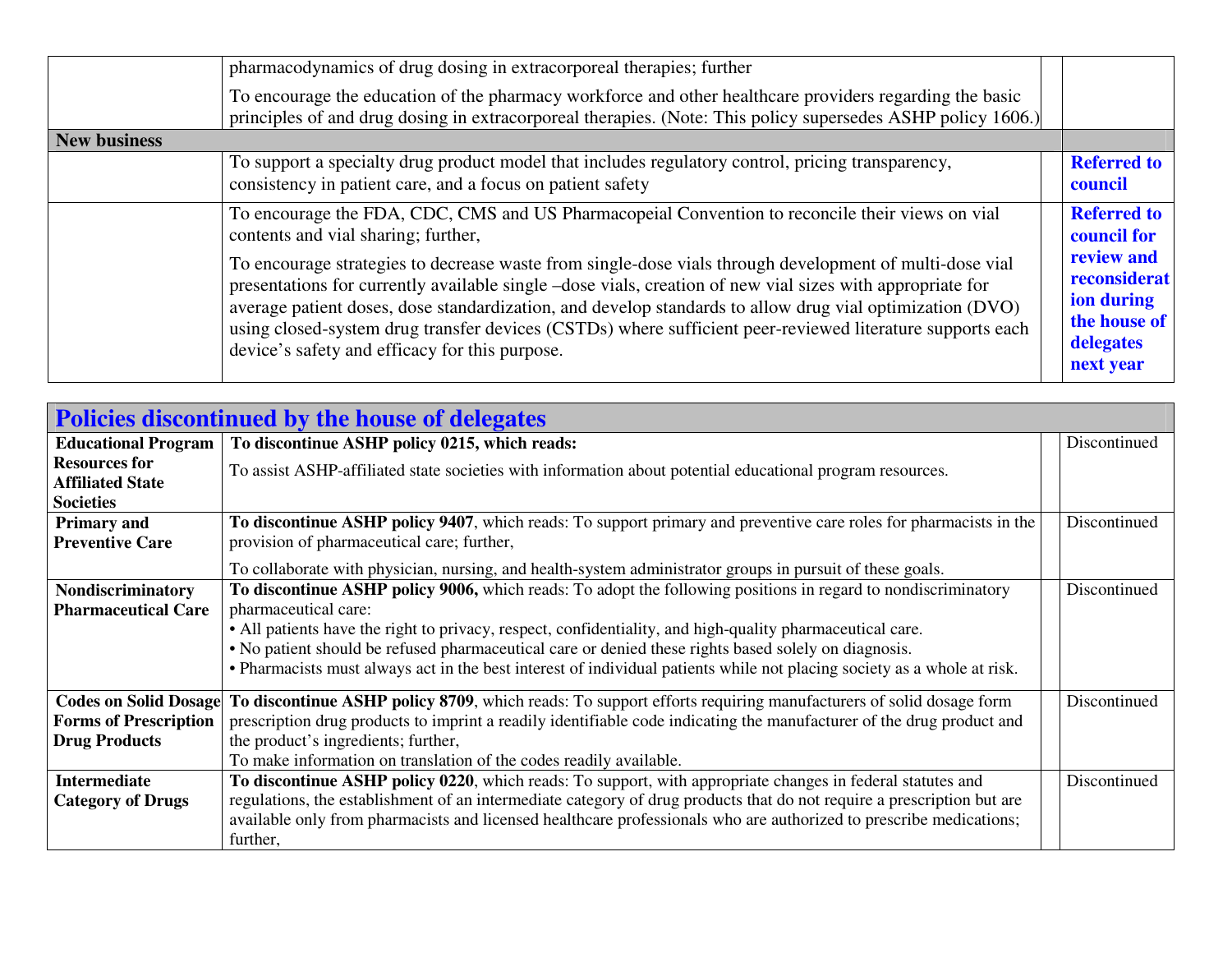| | | | |
|---|---|---|---|
| | pharmacodynamics of drug dosing in extracorporeal therapies; further<br><br>To encourage the education of the pharmacy workforce and other healthcare providers regarding the basic principles of and drug dosing in extracorporeal therapies. (Note: This policy supersedes ASHP policy 1606.) | | |
| **New business** | | | |
| | To support a specialty drug product model that includes regulatory control, pricing transparency, consistency in patient care, and a focus on patient safety | | **Referred to council** |
| | To encourage the FDA, CDC, CMS and US Pharmacopeial Convention to reconcile their views on vial contents and vial sharing; further,<br><br>To encourage strategies to decrease waste from single-dose vials through development of multi-dose vial presentations for currently available single –dose vials, creation of new vial sizes with appropriate for average patient doses, dose standardization, and develop standards to allow drug vial optimization (DVO) using closed-system drug transfer devices (CSTDs) where sufficient peer-reviewed literature supports each device's safety and efficacy for this purpose. | | **Referred to council for review and reconsideration during the house of delegates next year** |

## Policies discontinued by the house of delegates

| | | | |
|---|---|---|---|
| **Educational Program Resources for Affiliated State Societies** | **To discontinue ASHP policy 0215, which reads:**<br><br>To assist ASHP-affiliated state societies with information about potential educational program resources. | | Discontinued |
| **Primary and Preventive Care** | **To discontinue ASHP policy 9407**, which reads: To support primary and preventive care roles for pharmacists in the provision of pharmaceutical care; further,<br><br>To collaborate with physician, nursing, and health-system administrator groups in pursuit of these goals. | | Discontinued |
| **Nondiscriminatory Pharmaceutical Care** | **To discontinue ASHP policy 9006,** which reads: To adopt the following positions in regard to nondiscriminatory pharmaceutical care:<br>• All patients have the right to privacy, respect, confidentiality, and high-quality pharmaceutical care.<br>• No patient should be refused pharmaceutical care or denied these rights based solely on diagnosis.<br>• Pharmacists must always act in the best interest of individual patients while not placing society as a whole at risk. | | Discontinued |
| **Codes on Solid Dosage Forms of Prescription Drug Products** | **To discontinue ASHP policy 8709**, which reads: To support efforts requiring manufacturers of solid dosage form prescription drug products to imprint a readily identifiable code indicating the manufacturer of the drug product and the product's ingredients; further,<br>To make information on translation of the codes readily available. | | Discontinued |
| **Intermediate Category of Drugs** | **To discontinue ASHP policy 0220**, which reads: To support, with appropriate changes in federal statutes and regulations, the establishment of an intermediate category of drug products that do not require a prescription but are available only from pharmacists and licensed healthcare professionals who are authorized to prescribe medications; further, | | Discontinued |